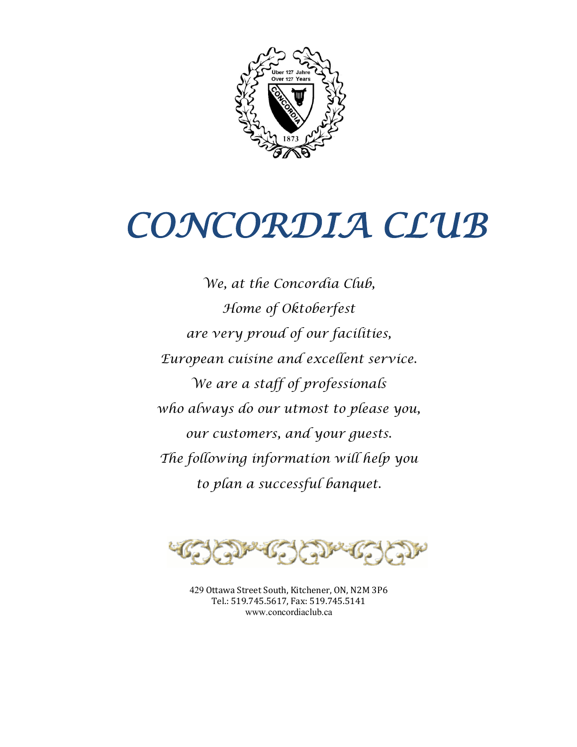Über 127 Jahre
Over 127 Years

CONCORDIA

1873

# CONCORDIA CLUB

*We, at the Concordia Club,*
*Home of Oktoberfest*
*are very proud of our facilities,*
*European cuisine and excellent service.*
*We are a staff of professionals*
*who always do our utmost to please you,*
*our customers, and your guests.*
*The following information will help you*
*to plan a successful banquet.*

429 Ottawa Street South, Kitchener, ON, N2M 3P6
Tel.: 519.745.5617, Fax: 519.745.5141
www.concordiaclub.ca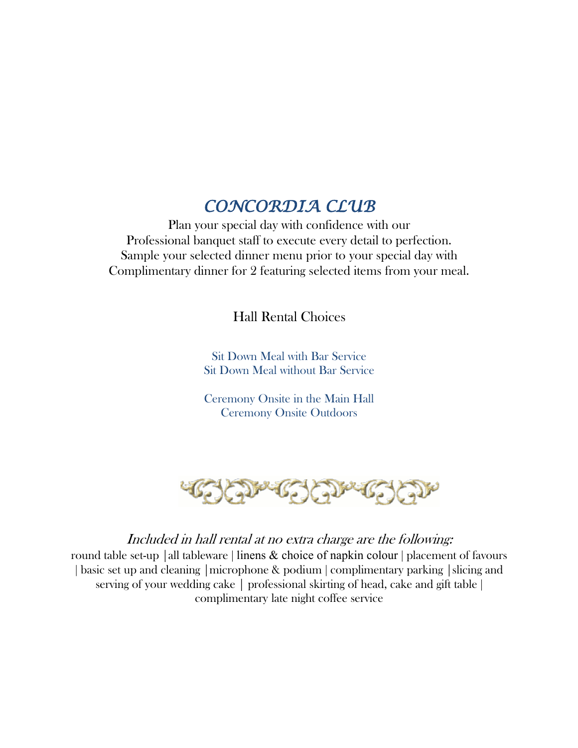# *CONCORDIA CLUB*

Plan your special day with confidence with our
Professional banquet staff to execute every detail to perfection.
Sample your selected dinner menu prior to your special day with
Complimentary dinner for 2 featuring selected items from your meal.

## Hall Rental Choices

Sit Down Meal with Bar Service
Sit Down Meal without Bar Service

Ceremony Onsite in the Main Hall
Ceremony Onsite Outdoors

*Included in hall rental at no extra charge are the following:*

round table set-up |all tableware | linens & choice of napkin colour | placement of favours | basic set up and cleaning |microphone & podium | complimentary parking |slicing and serving of your wedding cake | professional skirting of head, cake and gift table | complimentary late night coffee service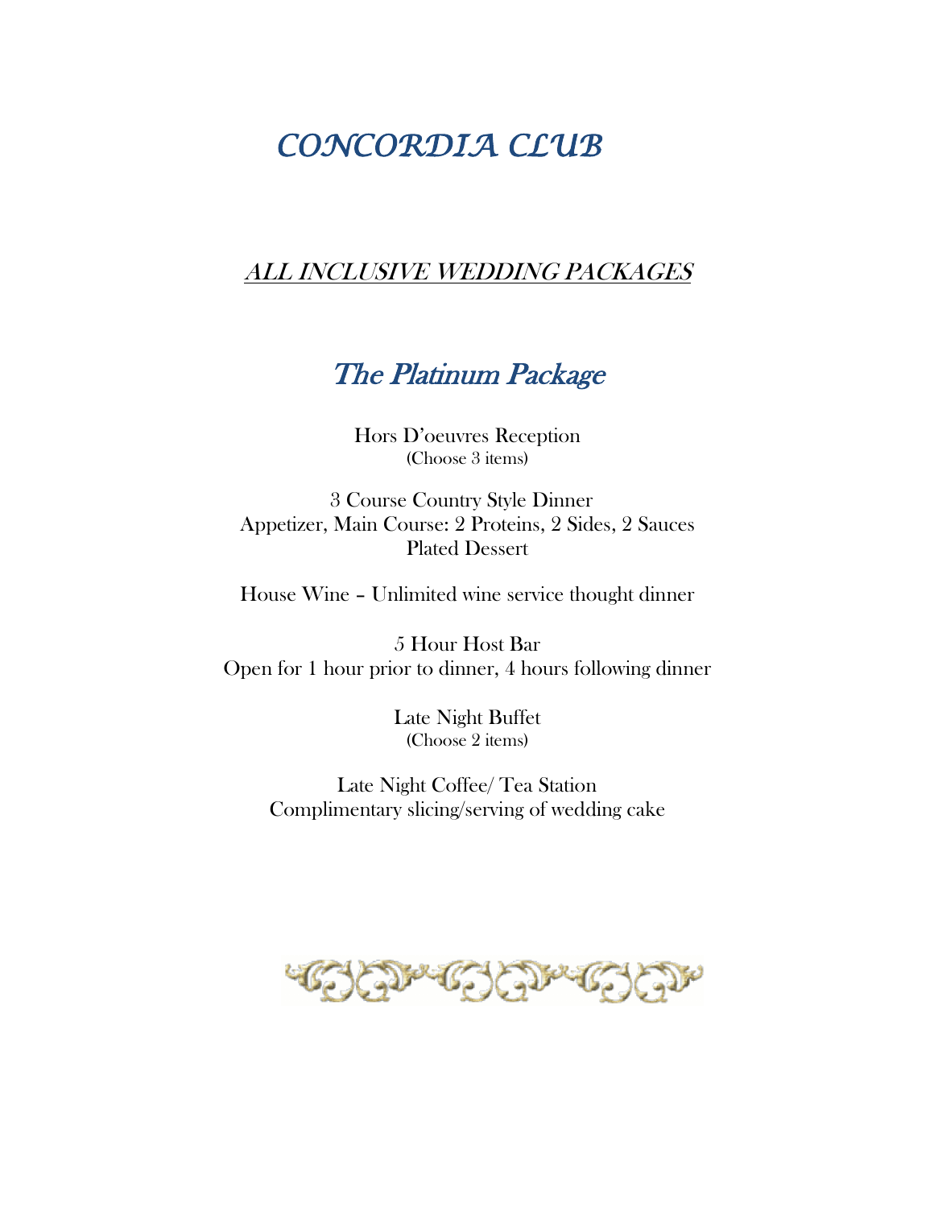# *CONCORDIA CLUB*

## *ALL INCLUSIVE WEDDING PACKAGES*

## *The Platinum Package*

Hors D'oeuvres Reception
(Choose 3 items)

3 Course Country Style Dinner
Appetizer, Main Course: 2 Proteins, 2 Sides, 2 Sauces
Plated Dessert

House Wine – Unlimited wine service thought dinner

5 Hour Host Bar
Open for 1 hour prior to dinner, 4 hours following dinner

Late Night Buffet
(Choose 2 items)

Late Night Coffee/ Tea Station
Complimentary slicing/serving of wedding cake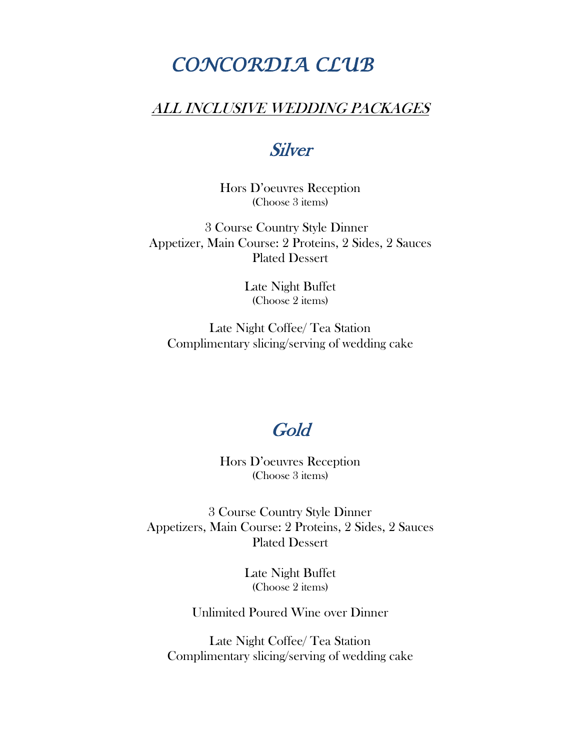# *CONCORDIA CLUB*

## *ALL INCLUSIVE WEDDING PACKAGES*

### *Silver*

Hors D'oeuvres Reception
(Choose 3 items)

3 Course Country Style Dinner
Appetizer, Main Course: 2 Proteins, 2 Sides, 2 Sauces
Plated Dessert

Late Night Buffet
(Choose 2 items)

Late Night Coffee/ Tea Station
Complimentary slicing/serving of wedding cake

### *Gold*

Hors D'oeuvres Reception
(Choose 3 items)

3 Course Country Style Dinner
Appetizers, Main Course: 2 Proteins, 2 Sides, 2 Sauces
Plated Dessert

Late Night Buffet
(Choose 2 items)

Unlimited Poured Wine over Dinner

Late Night Coffee/ Tea Station
Complimentary slicing/serving of wedding cake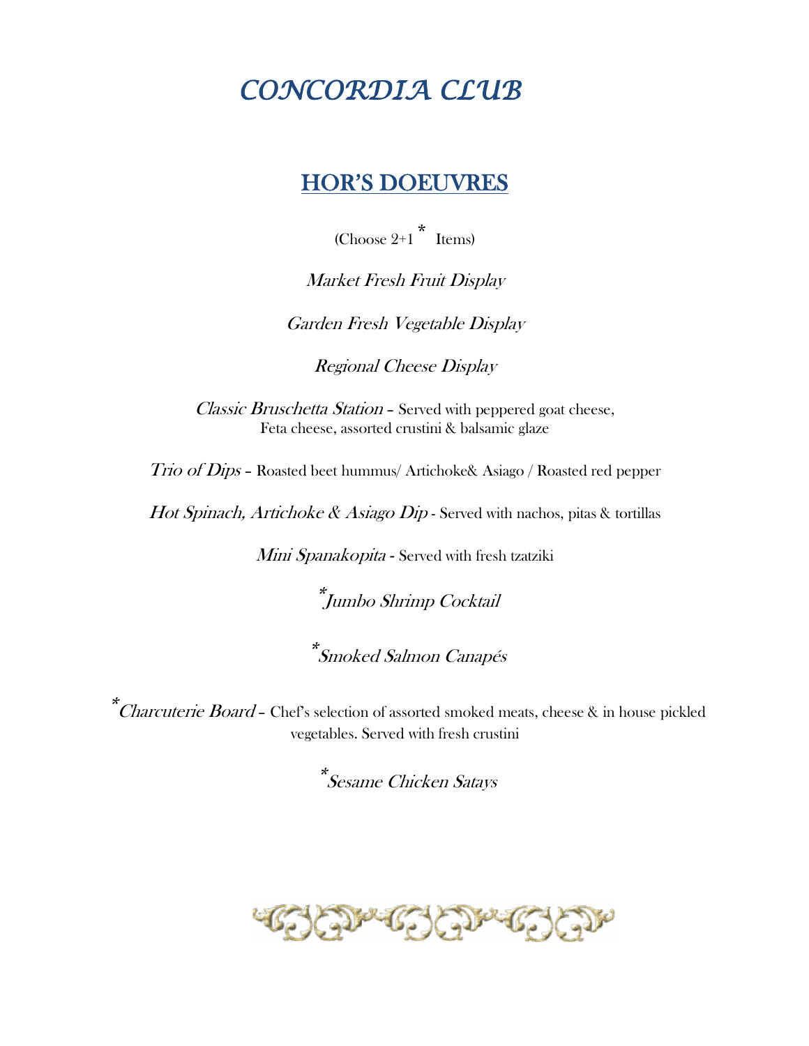# *CONCORDIA CLUB*

## HOR'S DOEUVRES

(Choose 2+1* Items)

*Market Fresh Fruit Display*

*Garden Fresh Vegetable Display*

*Regional Cheese Display*

*Classic Bruschetta Station* – Served with peppered goat cheese, Feta cheese, assorted crustini & balsamic glaze

*Trio of Dips* – Roasted beet hummus/ Artichoke& Asiago / Roasted red pepper

*Hot Spinach, Artichoke & Asiago Dip* - Served with nachos, pitas & tortillas

*Mini Spanakopita* - Served with fresh tzatziki

**Jumbo Shrimp Cocktail*

**Smoked Salmon Canapés*

**Charcuterie Board* – Chef's selection of assorted smoked meats, cheese & in house pickled vegetables. Served with fresh crustini

**Sesame Chicken Satays*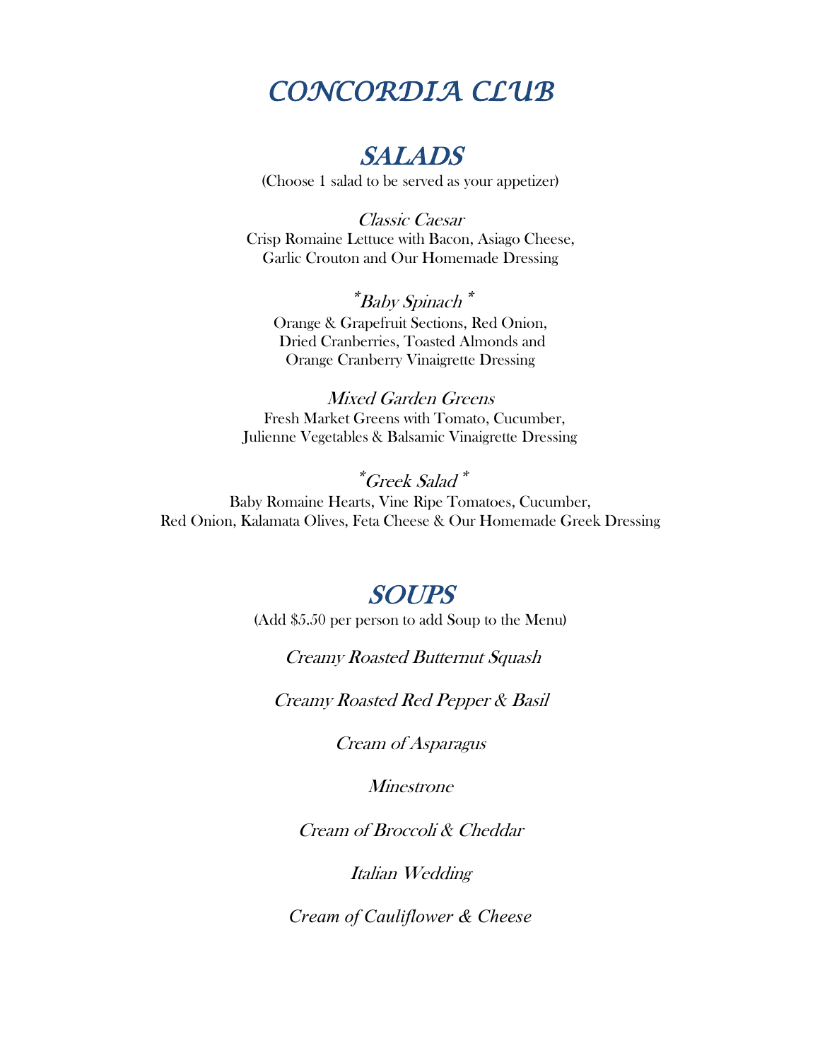# CONCORDIA CLUB

## SALADS

(Choose 1 salad to be served as your appetizer)

*Classic Caesar*
Crisp Romaine Lettuce with Bacon, Asiago Cheese,
Garlic Crouton and Our Homemade Dressing

*\*Baby Spinach \**
Orange & Grapefruit Sections, Red Onion,
Dried Cranberries, Toasted Almonds and
Orange Cranberry Vinaigrette Dressing

*Mixed Garden Greens*
Fresh Market Greens with Tomato, Cucumber,
Julienne Vegetables & Balsamic Vinaigrette Dressing

*\*Greek Salad \**
Baby Romaine Hearts, Vine Ripe Tomatoes, Cucumber,
Red Onion, Kalamata Olives, Feta Cheese & Our Homemade Greek Dressing

## SOUPS

(Add $5.50 per person to add Soup to the Menu)

*Creamy Roasted Butternut Squash*

*Creamy Roasted Red Pepper & Basil*

*Cream of Asparagus*

*Minestrone*

*Cream of Broccoli & Cheddar*

*Italian Wedding*

*Cream of Cauliflower & Cheese*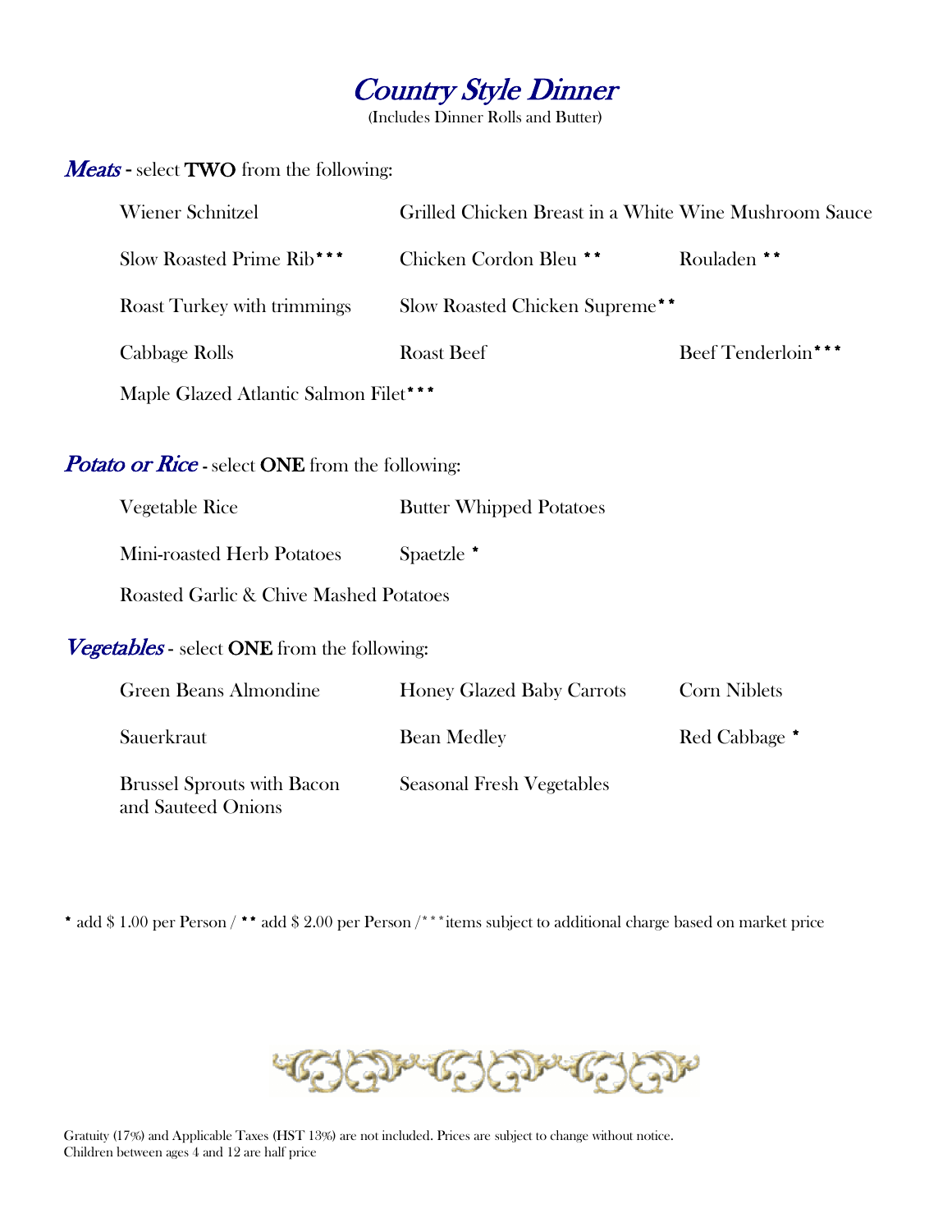# *Country Style Dinner*

(Includes Dinner Rolls and Butter)

***Meats*** - select **TWO** from the following:

- Wiener Schnitzel
- Grilled Chicken Breast in a White Wine Mushroom Sauce
- Slow Roasted Prime Rib***
- Chicken Cordon Bleu **
- Rouladen **
- Roast Turkey with trimmings
- Slow Roasted Chicken Supreme**
- Cabbage Rolls
- Roast Beef
- Beef Tenderloin***
- Maple Glazed Atlantic Salmon Filet***

***Potato or Rice*** - select **ONE** from the following:

- Vegetable Rice
- Butter Whipped Potatoes
- Mini-roasted Herb Potatoes
- Spaetzle *
- Roasted Garlic & Chive Mashed Potatoes

***Vegetables*** - select **ONE** from the following:

- Green Beans Almondine
- Honey Glazed Baby Carrots
- Corn Niblets
- Sauerkraut
- Bean Medley
- Red Cabbage *
- Brussel Sprouts with Bacon and Sauteed Onions
- Seasonal Fresh Vegetables

* add $ 1.00 per Person / ** add $ 2.00 per Person /***items subject to additional charge based on market price

Gratuity (17%) and Applicable Taxes (HST 13%) are not included. Prices are subject to change without notice.
Children between ages 4 and 12 are half price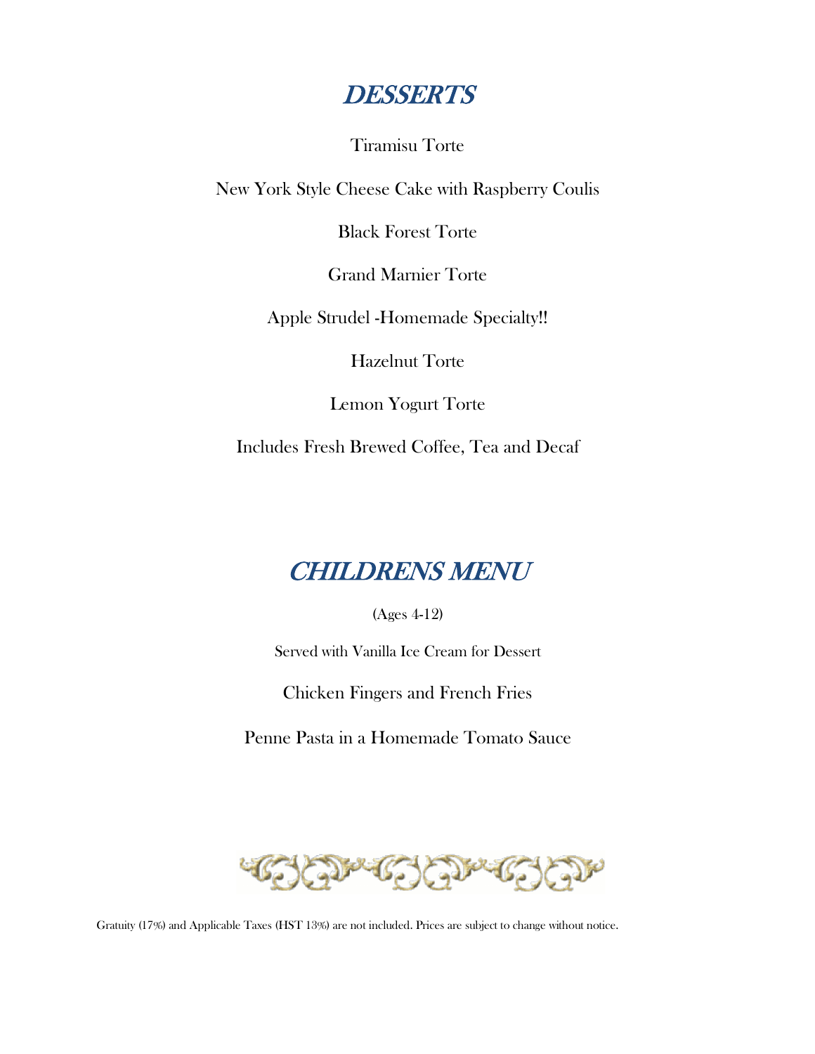## *DESSERTS*

Tiramisu Torte

New York Style Cheese Cake with Raspberry Coulis

Black Forest Torte

Grand Marnier Torte

Apple Strudel -Homemade Specialty!!

Hazelnut Torte

Lemon Yogurt Torte

Includes Fresh Brewed Coffee, Tea and Decaf

## *CHILDRENS MENU*

(Ages 4-12)

Served with Vanilla Ice Cream for Dessert

Chicken Fingers and French Fries

Penne Pasta in a Homemade Tomato Sauce

Gratuity (17%) and Applicable Taxes (HST 13%) are not included. Prices are subject to change without notice.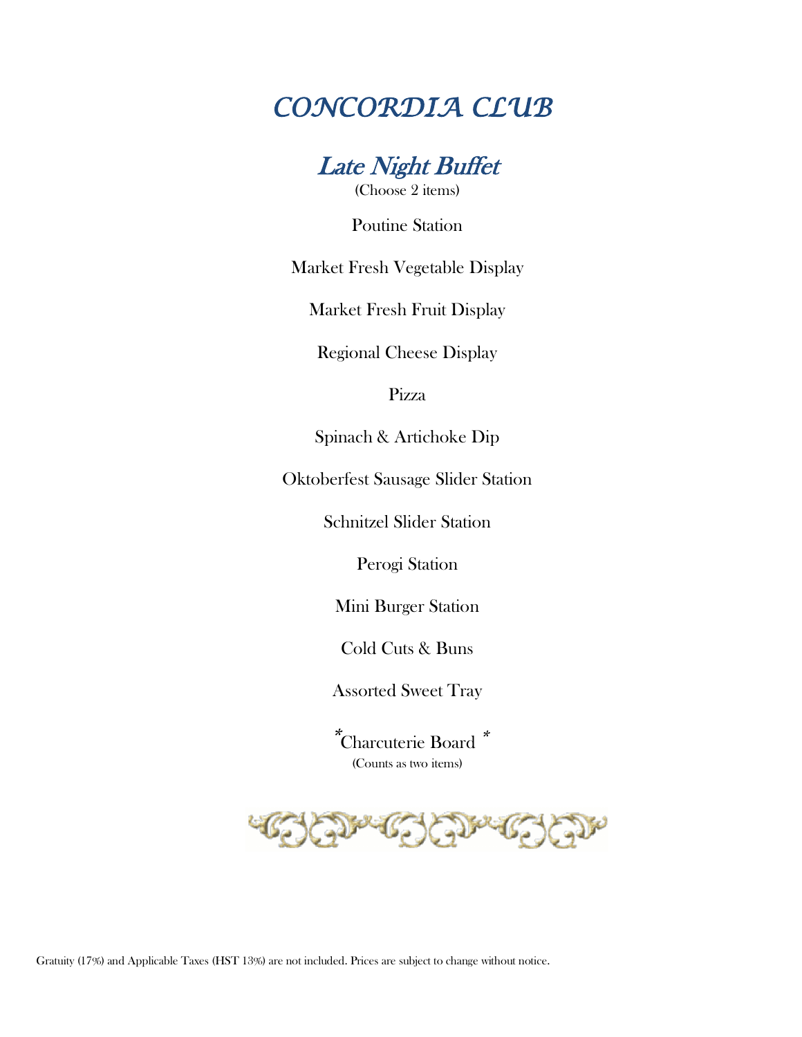# CONCORDIA CLUB

## Late Night Buffet

(Choose 2 items)

Poutine Station

Market Fresh Vegetable Display

Market Fresh Fruit Display

Regional Cheese Display

Pizza

Spinach & Artichoke Dip

Oktoberfest Sausage Slider Station

Schnitzel Slider Station

Perogi Station

Mini Burger Station

Cold Cuts & Buns

Assorted Sweet Tray

*Charcuterie Board *

(Counts as two items)

Gratuity (17%) and Applicable Taxes (HST 13%) are not included. Prices are subject to change without notice.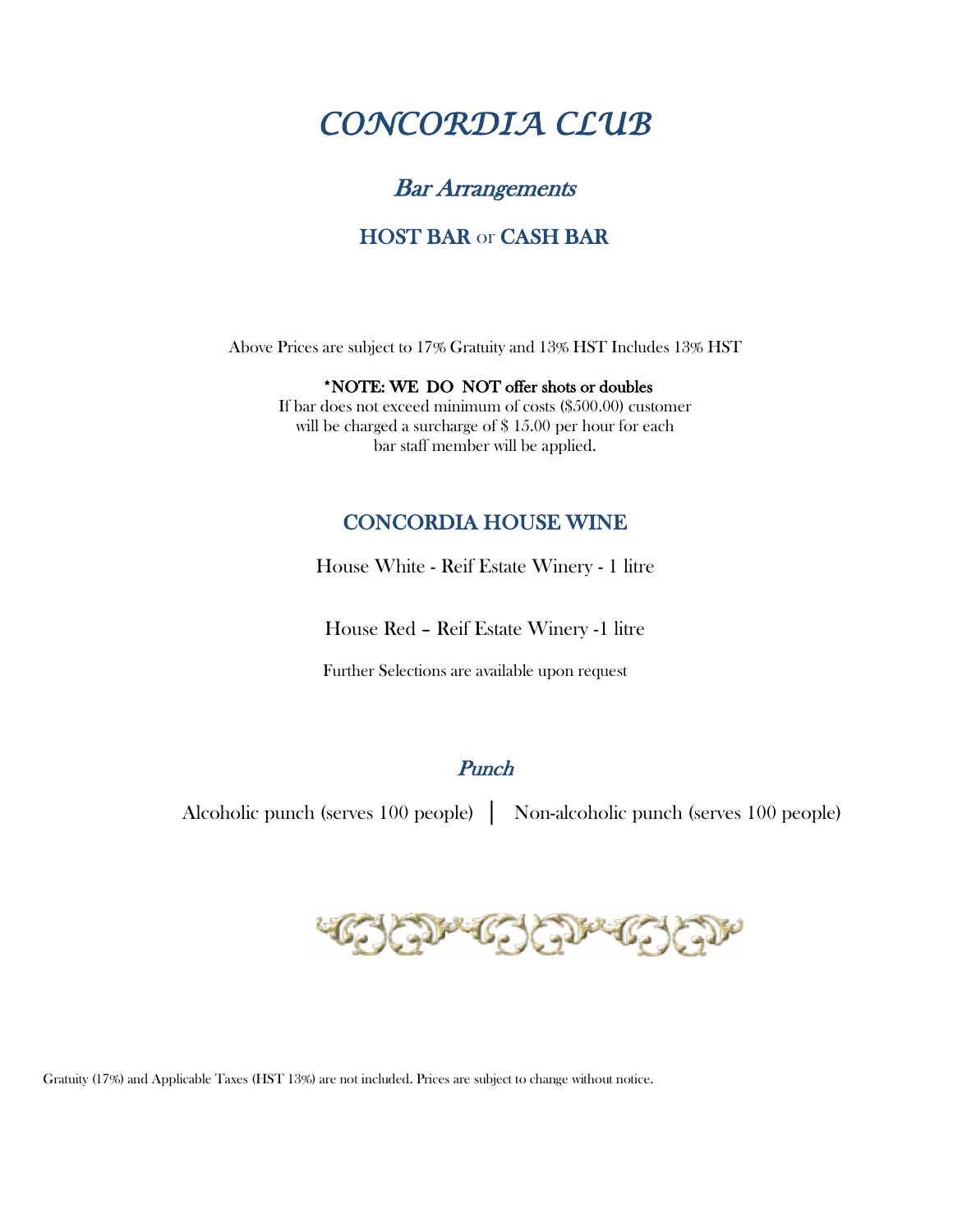# *CONCORDIA CLUB*

## *Bar Arrangements*

## HOST BAR or CASH BAR

Above Prices are subject to 17% Gratuity and 13% HST Includes 13% HST

**\*NOTE: WE DO NOT offer shots or doubles**
If bar does not exceed minimum of costs ($500.00) customer will be charged a surcharge of $ 15.00 per hour for each bar staff member will be applied.

## CONCORDIA HOUSE WINE

House White - Reif Estate Winery - 1 litre

House Red – Reif Estate Winery -1 litre

Further Selections are available upon request

## *Punch*

Alcoholic punch (serves 100 people) | Non-alcoholic punch (serves 100 people)

Gratuity (17%) and Applicable Taxes (HST 13%) are not included. Prices are subject to change without notice.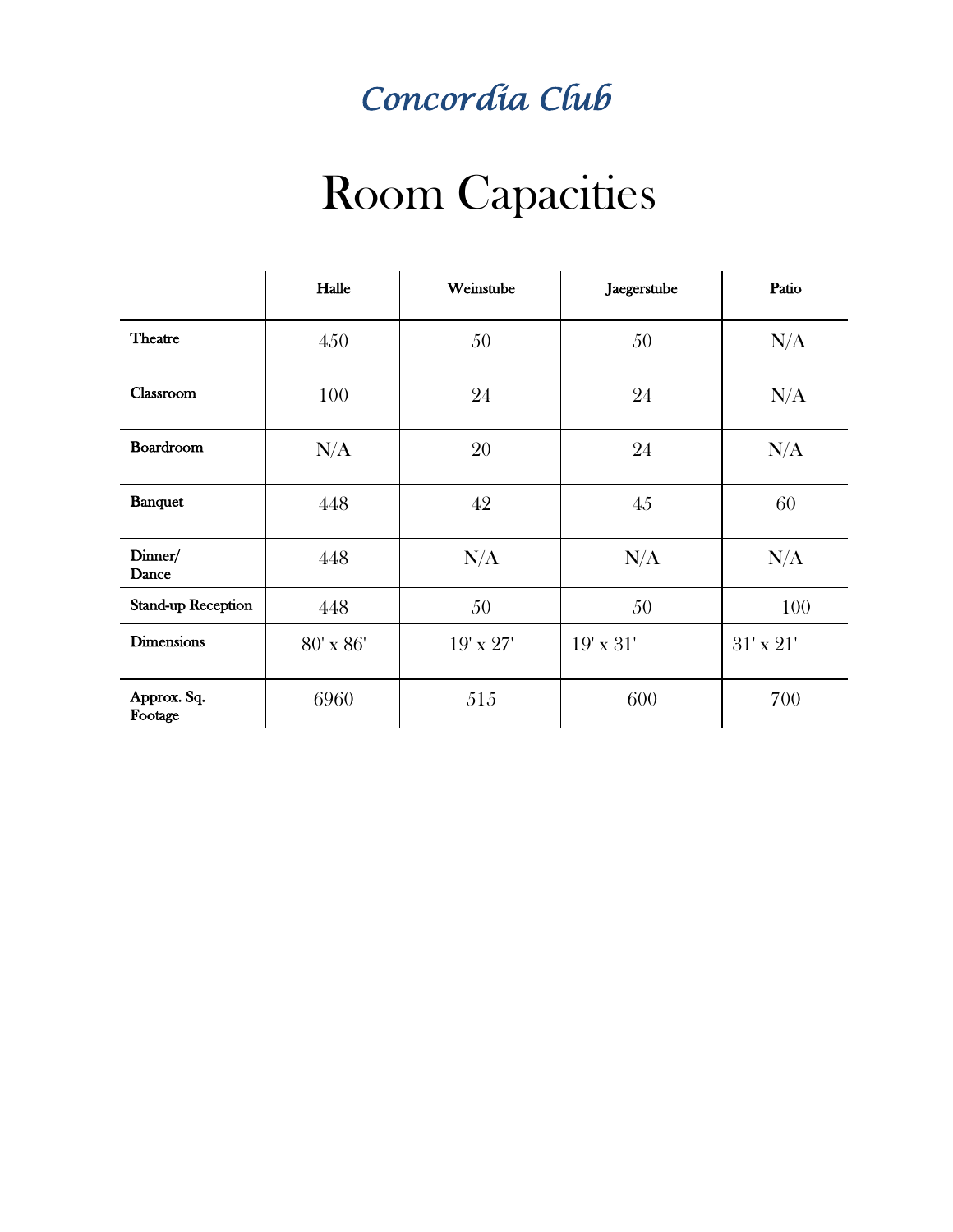*Concordia Club*

# Room Capacities

| | Halle | Weinstube | Jaegerstube | Patio |
|---|---|---|---|---|
| **Theatre** | 450 | 50 | 50 | N/A |
| **Classroom** | 100 | 24 | 24 | N/A |
| **Boardroom** | N/A | 20 | 24 | N/A |
| **Banquet** | 448 | 42 | 45 | 60 |
| **Dinner/ Dance** | 448 | N/A | N/A | N/A |
| **Stand-up Reception** | 448 | 50 | 50 | 100 |
| **Dimensions** | 80' x 86' | 19' x 27' | 19' x 31' | 31' x 21' |
| **Approx. Sq. Footage** | 6960 | 515 | 600 | 700 |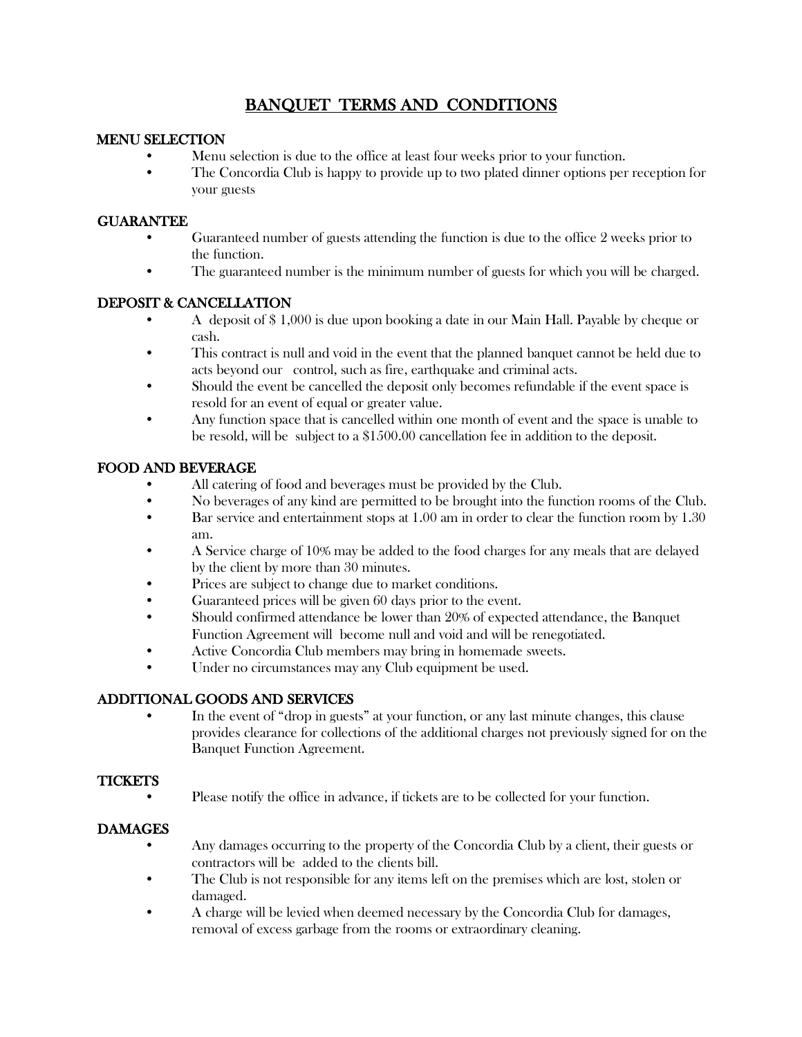# BANQUET TERMS AND CONDITIONS

## MENU SELECTION

- Menu selection is due to the office at least four weeks prior to your function.
- The Concordia Club is happy to provide up to two plated dinner options per reception for your guests

## GUARANTEE

- Guaranteed number of guests attending the function is due to the office 2 weeks prior to the function.
- The guaranteed number is the minimum number of guests for which you will be charged.

## DEPOSIT & CANCELLATION

- A deposit of $ 1,000 is due upon booking a date in our Main Hall. Payable by cheque or cash.
- This contract is null and void in the event that the planned banquet cannot be held due to acts beyond our control, such as fire, earthquake and criminal acts.
- Should the event be cancelled the deposit only becomes refundable if the event space is resold for an event of equal or greater value.
- Any function space that is cancelled within one month of event and the space is unable to be resold, will be subject to a $1500.00 cancellation fee in addition to the deposit.

## FOOD AND BEVERAGE

- All catering of food and beverages must be provided by the Club.
- No beverages of any kind are permitted to be brought into the function rooms of the Club.
- Bar service and entertainment stops at 1.00 am in order to clear the function room by 1.30 am.
- A Service charge of 10% may be added to the food charges for any meals that are delayed by the client by more than 30 minutes.
- Prices are subject to change due to market conditions.
- Guaranteed prices will be given 60 days prior to the event.
- Should confirmed attendance be lower than 20% of expected attendance, the Banquet Function Agreement will become null and void and will be renegotiated.
- Active Concordia Club members may bring in homemade sweets.
- Under no circumstances may any Club equipment be used.

## ADDITIONAL GOODS AND SERVICES

- In the event of "drop in guests" at your function, or any last minute changes, this clause provides clearance for collections of the additional charges not previously signed for on the Banquet Function Agreement.

## TICKETS

- Please notify the office in advance, if tickets are to be collected for your function.

## DAMAGES

- Any damages occurring to the property of the Concordia Club by a client, their guests or contractors will be added to the clients bill.
- The Club is not responsible for any items left on the premises which are lost, stolen or damaged.
- A charge will be levied when deemed necessary by the Concordia Club for damages, removal of excess garbage from the rooms or extraordinary cleaning.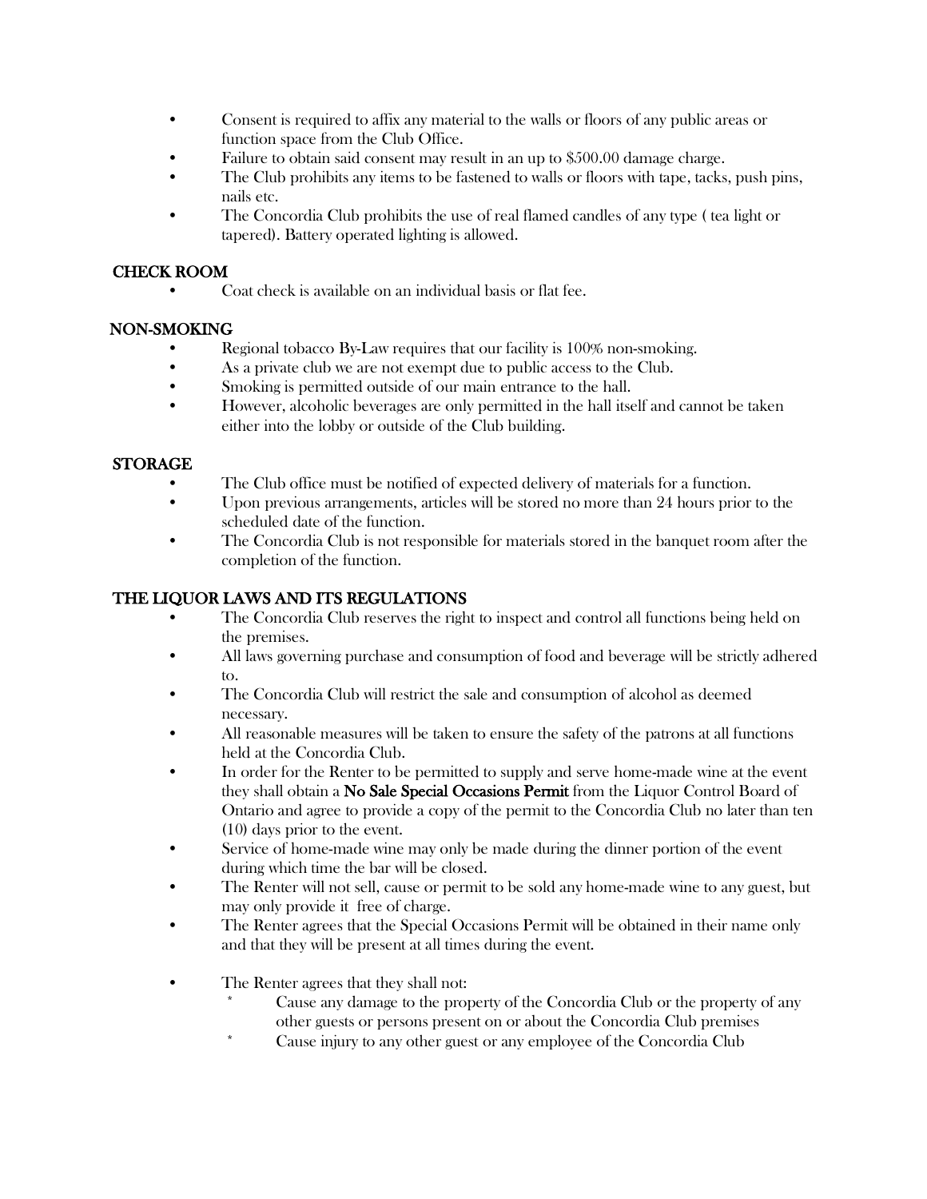- Consent is required to affix any material to the walls or floors of any public areas or function space from the Club Office.
- Failure to obtain said consent may result in an up to $500.00 damage charge.
- The Club prohibits any items to be fastened to walls or floors with tape, tacks, push pins, nails etc.
- The Concordia Club prohibits the use of real flamed candles of any type ( tea light or tapered). Battery operated lighting is allowed.

## CHECK ROOM

- Coat check is available on an individual basis or flat fee.

## NON-SMOKING

- Regional tobacco By-Law requires that our facility is 100% non-smoking.
- As a private club we are not exempt due to public access to the Club.
- Smoking is permitted outside of our main entrance to the hall.
- However, alcoholic beverages are only permitted in the hall itself and cannot be taken either into the lobby or outside of the Club building.

## STORAGE

- The Club office must be notified of expected delivery of materials for a function.
- Upon previous arrangements, articles will be stored no more than 24 hours prior to the scheduled date of the function.
- The Concordia Club is not responsible for materials stored in the banquet room after the completion of the function.

## THE LIQUOR LAWS AND ITS REGULATIONS

- The Concordia Club reserves the right to inspect and control all functions being held on the premises.
- All laws governing purchase and consumption of food and beverage will be strictly adhered to.
- The Concordia Club will restrict the sale and consumption of alcohol as deemed necessary.
- All reasonable measures will be taken to ensure the safety of the patrons at all functions held at the Concordia Club.
- In order for the Renter to be permitted to supply and serve home-made wine at the event they shall obtain a **No Sale Special Occasions Permit** from the Liquor Control Board of Ontario and agree to provide a copy of the permit to the Concordia Club no later than ten (10) days prior to the event.
- Service of home-made wine may only be made during the dinner portion of the event during which time the bar will be closed.
- The Renter will not sell, cause or permit to be sold any home-made wine to any guest, but may only provide it free of charge.
- The Renter agrees that the Special Occasions Permit will be obtained in their name only and that they will be present at all times during the event.
- The Renter agrees that they shall not:
  - Cause any damage to the property of the Concordia Club or the property of any other guests or persons present on or about the Concordia Club premises
  - Cause injury to any other guest or any employee of the Concordia Club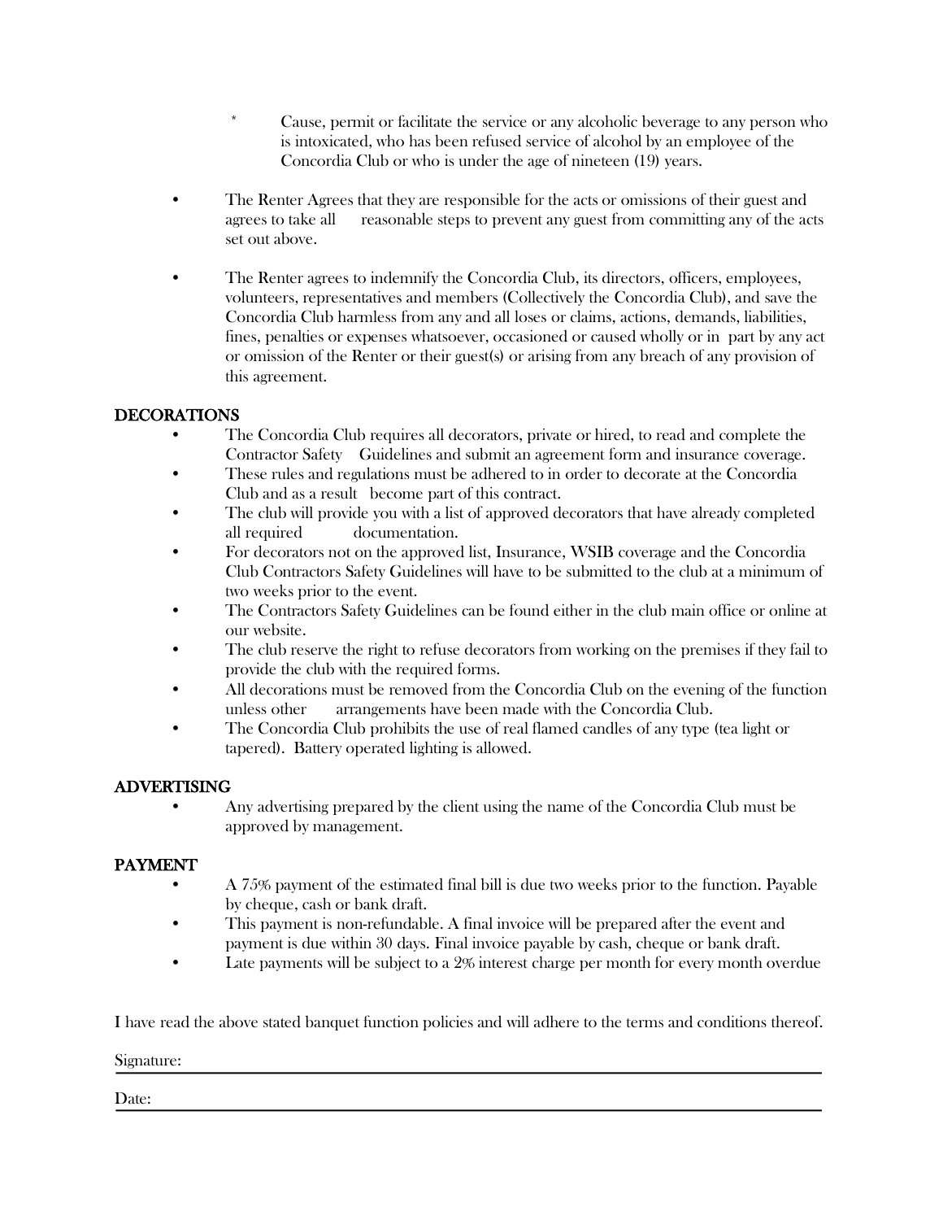* Cause, permit or facilitate the service or any alcoholic beverage to any person who is intoxicated, who has been refused service of alcohol by an employee of the Concordia Club or who is under the age of nineteen (19) years.

- The Renter Agrees that they are responsible for the acts or omissions of their guest and agrees to take all reasonable steps to prevent any guest from committing any of the acts set out above.

- The Renter agrees to indemnify the Concordia Club, its directors, officers, employees, volunteers, representatives and members (Collectively the Concordia Club), and save the Concordia Club harmless from any and all loses or claims, actions, demands, liabilities, fines, penalties or expenses whatsoever, occasioned or caused wholly or in part by any act or omission of the Renter or their guest(s) or arising from any breach of any provision of this agreement.

## DECORATIONS

- The Concordia Club requires all decorators, private or hired, to read and complete the Contractor Safety Guidelines and submit an agreement form and insurance coverage.
- These rules and regulations must be adhered to in order to decorate at the Concordia Club and as a result become part of this contract.
- The club will provide you with a list of approved decorators that have already completed all required documentation.
- For decorators not on the approved list, Insurance, WSIB coverage and the Concordia Club Contractors Safety Guidelines will have to be submitted to the club at a minimum of two weeks prior to the event.
- The Contractors Safety Guidelines can be found either in the club main office or online at our website.
- The club reserve the right to refuse decorators from working on the premises if they fail to provide the club with the required forms.
- All decorations must be removed from the Concordia Club on the evening of the function unless other arrangements have been made with the Concordia Club.
- The Concordia Club prohibits the use of real flamed candles of any type (tea light or tapered). Battery operated lighting is allowed.

## ADVERTISING

- Any advertising prepared by the client using the name of the Concordia Club must be approved by management.

## PAYMENT

- A 75% payment of the estimated final bill is due two weeks prior to the function. Payable by cheque, cash or bank draft.
- This payment is non-refundable. A final invoice will be prepared after the event and payment is due within 30 days. Final invoice payable by cash, cheque or bank draft.
- Late payments will be subject to a 2% interest charge per month for every month overdue

I have read the above stated banquet function policies and will adhere to the terms and conditions thereof.

Signature: \_\_\_\_\_\_\_\_\_\_\_\_\_\_\_\_\_\_\_\_\_\_\_\_\_\_\_\_\_\_\_\_\_\_\_\_\_\_\_\_

Date: \_\_\_\_\_\_\_\_\_\_\_\_\_\_\_\_\_\_\_\_\_\_\_\_\_\_\_\_\_\_\_\_\_\_\_\_\_\_\_\_